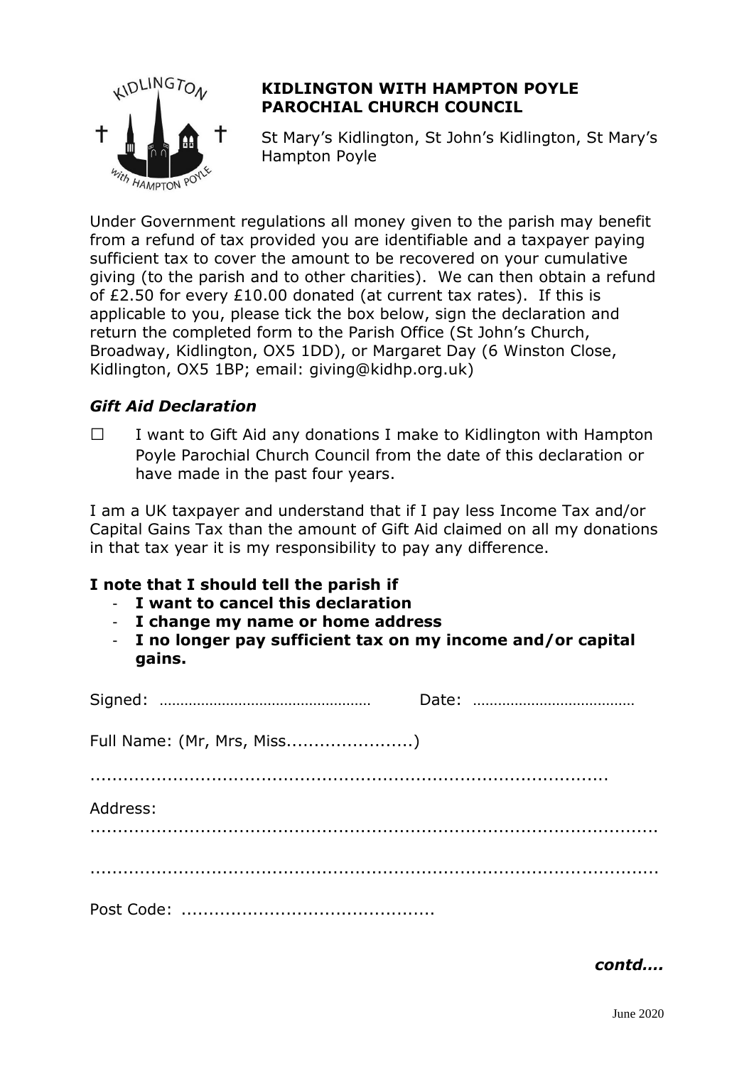**KIDLINGTON WITH HAMPTON POYLE PAROCHIAL CHURCH COUNCIL**

St Mary's Kidlington, St John's Kidlington, St Mary's Hampton Poyle

Under Government regulations all money given to the parish may benefit from a refund of tax provided you are identifiable and a taxpayer paying sufficient tax to cover the amount to be recovered on your cumulative giving (to the parish and to other charities). We can then obtain a refund of £2.50 for every £10.00 donated (at current tax rates). If this is applicable to you, please tick the box below, sign the declaration and return the completed form to the Parish Office (St John's Church, Broadway, Kidlington, OX5 1DD), or Margaret Day (6 Winston Close, Kidlington, OX5 1BP; email: giving@kidhp.org.uk)

***Gift Aid Declaration***

☐ I want to Gift Aid any donations I make to Kidlington with Hampton Poyle Parochial Church Council from the date of this declaration or have made in the past four years.

I am a UK taxpayer and understand that if I pay less Income Tax and/or Capital Gains Tax than the amount of Gift Aid claimed on all my donations in that tax year it is my responsibility to pay any difference.

**I note that I should tell the parish if**

- **I want to cancel this declaration**
- **I change my name or home address**
- **I no longer pay sufficient tax on my income and/or capital gains.**

Signed: ………………………………………………… Date: …………………………………

Full Name: (Mr, Mrs, Miss......................)

..........................................................................................

Address:

..........................................................................................

..........................................................................................

Post Code: .............................................

***contd....***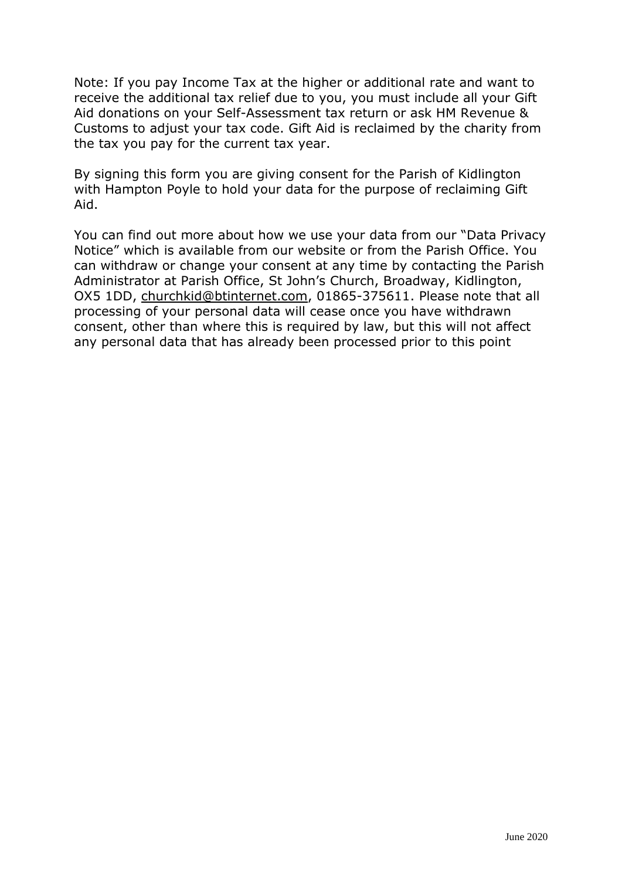Note: If you pay Income Tax at the higher or additional rate and want to receive the additional tax relief due to you, you must include all your Gift Aid donations on your Self-Assessment tax return or ask HM Revenue & Customs to adjust your tax code. Gift Aid is reclaimed by the charity from the tax you pay for the current tax year.

By signing this form you are giving consent for the Parish of Kidlington with Hampton Poyle to hold your data for the purpose of reclaiming Gift Aid.

You can find out more about how we use your data from our "Data Privacy Notice" which is available from our website or from the Parish Office. You can withdraw or change your consent at any time by contacting the Parish Administrator at Parish Office, St John's Church, Broadway, Kidlington, OX5 1DD, churchkid@btinternet.com, 01865-375611. Please note that all processing of your personal data will cease once you have withdrawn consent, other than where this is required by law, but this will not affect any personal data that has already been processed prior to this point

June 2020